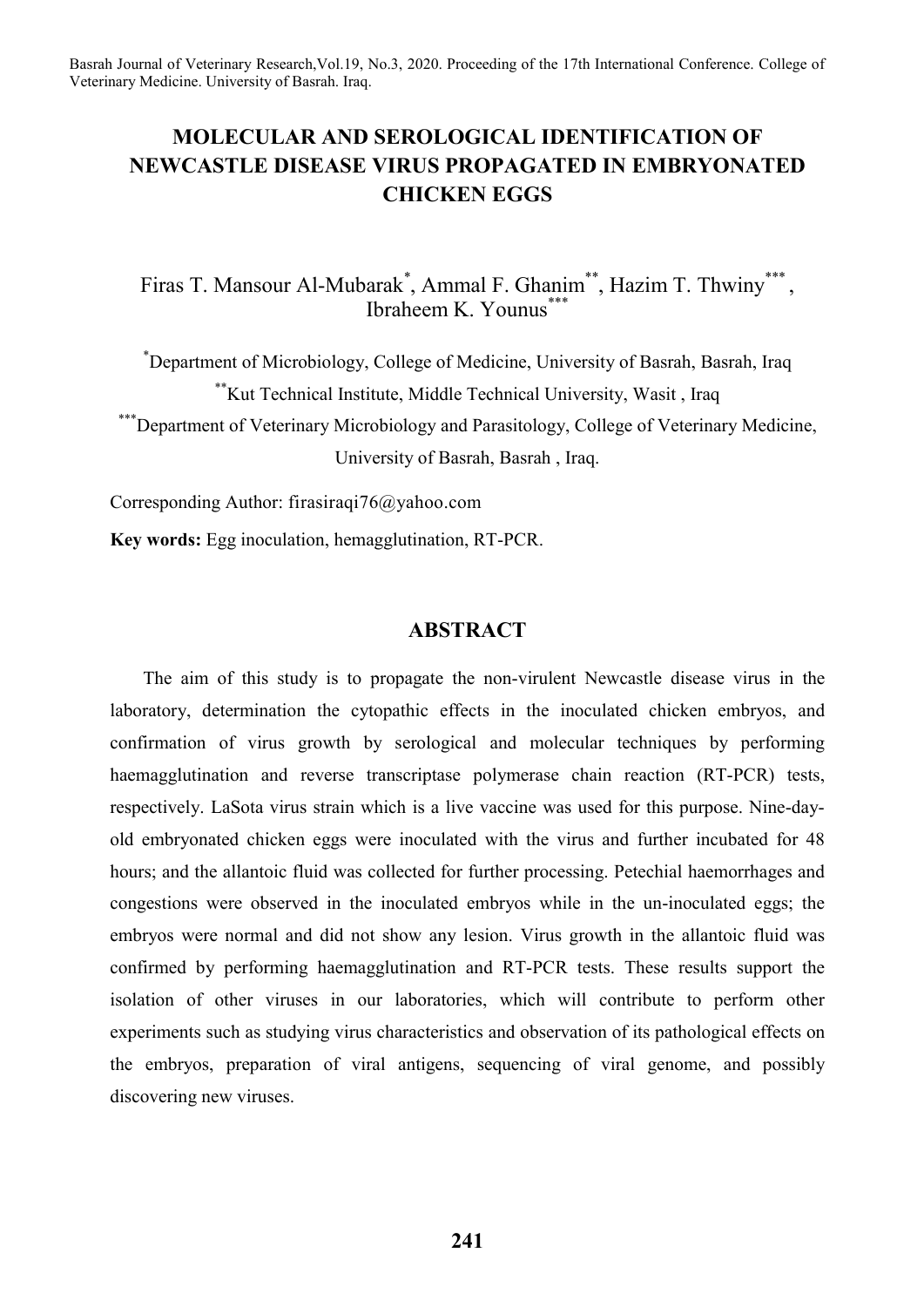# MOLECULAR AND SEROLOGICAL IDENTIFICATION OF NEWCASTLE DISEASE VIRUS PROPAGATED IN EMBRYONATED CHICKEN EGGS

Firas T. Mansour Al-Mubarak[*], Ammal F. Ghanim[**], Hazim T. Thwiny[***], Ibraheem K. Younus[***]

[*]Department of Microbiology, College of Medicine, University of Basrah, Basrah, Iraq

[**]Kut Technical Institute, Middle Technical University, Wasit , Iraq

[***]Department of Veterinary Microbiology and Parasitology, College of Veterinary Medicine, University of Basrah, Basrah , Iraq.

Corresponding Author: firasiraqi76@yahoo.com

**Key words:** Egg inoculation, hemagglutination, RT-PCR.

## ABSTRACT

The aim of this study is to propagate the non-virulent Newcastle disease virus in the laboratory, determination the cytopathic effects in the inoculated chicken embryos, and confirmation of virus growth by serological and molecular techniques by performing haemagglutination and reverse transcriptase polymerase chain reaction (RT-PCR) tests, respectively. LaSota virus strain which is a live vaccine was used for this purpose. Nine-day-old embryonated chicken eggs were inoculated with the virus and further incubated for 48 hours; and the allantoic fluid was collected for further processing. Petechial haemorrhages and congestions were observed in the inoculated embryos while in the un-inoculated eggs; the embryos were normal and did not show any lesion. Virus growth in the allantoic fluid was confirmed by performing haemagglutination and RT-PCR tests. These results support the isolation of other viruses in our laboratories, which will contribute to perform other experiments such as studying virus characteristics and observation of its pathological effects on the embryos, preparation of viral antigens, sequencing of viral genome, and possibly discovering new viruses.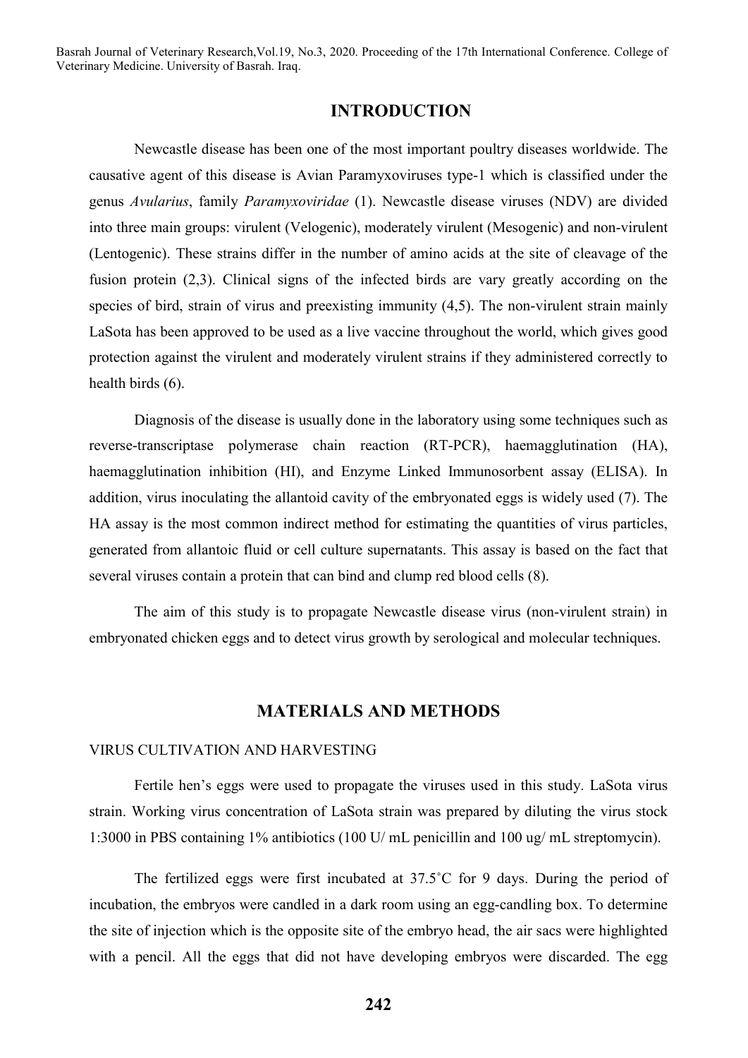## INTRODUCTION

Newcastle disease has been one of the most important poultry diseases worldwide. The causative agent of this disease is Avian Paramyxoviruses type-1 which is classified under the genus *Avularius*, family *Paramyxoviridae* (1). Newcastle disease viruses (NDV) are divided into three main groups: virulent (Velogenic), moderately virulent (Mesogenic) and non-virulent (Lentogenic). These strains differ in the number of amino acids at the site of cleavage of the fusion protein (2,3). Clinical signs of the infected birds are vary greatly according on the species of bird, strain of virus and preexisting immunity (4,5). The non-virulent strain mainly LaSota has been approved to be used as a live vaccine throughout the world, which gives good protection against the virulent and moderately virulent strains if they administered correctly to health birds (6).

Diagnosis of the disease is usually done in the laboratory using some techniques such as reverse-transcriptase polymerase chain reaction (RT-PCR), haemagglutination (HA), haemagglutination inhibition (HI), and Enzyme Linked Immunosorbent assay (ELISA). In addition, virus inoculating the allantoid cavity of the embryonated eggs is widely used (7). The HA assay is the most common indirect method for estimating the quantities of virus particles, generated from allantoic fluid or cell culture supernatants. This assay is based on the fact that several viruses contain a protein that can bind and clump red blood cells (8).

The aim of this study is to propagate Newcastle disease virus (non-virulent strain) in embryonated chicken eggs and to detect virus growth by serological and molecular techniques.

## MATERIALS AND METHODS

### VIRUS CULTIVATION AND HARVESTING

Fertile hen's eggs were used to propagate the viruses used in this study. LaSota virus strain. Working virus concentration of LaSota strain was prepared by diluting the virus stock 1:3000 in PBS containing 1% antibiotics (100 U/ mL penicillin and 100 ug/ mL streptomycin).

The fertilized eggs were first incubated at 37.5˚C for 9 days. During the period of incubation, the embryos were candled in a dark room using an egg-candling box. To determine the site of injection which is the opposite site of the embryo head, the air sacs were highlighted with a pencil. All the eggs that did not have developing embryos were discarded. The egg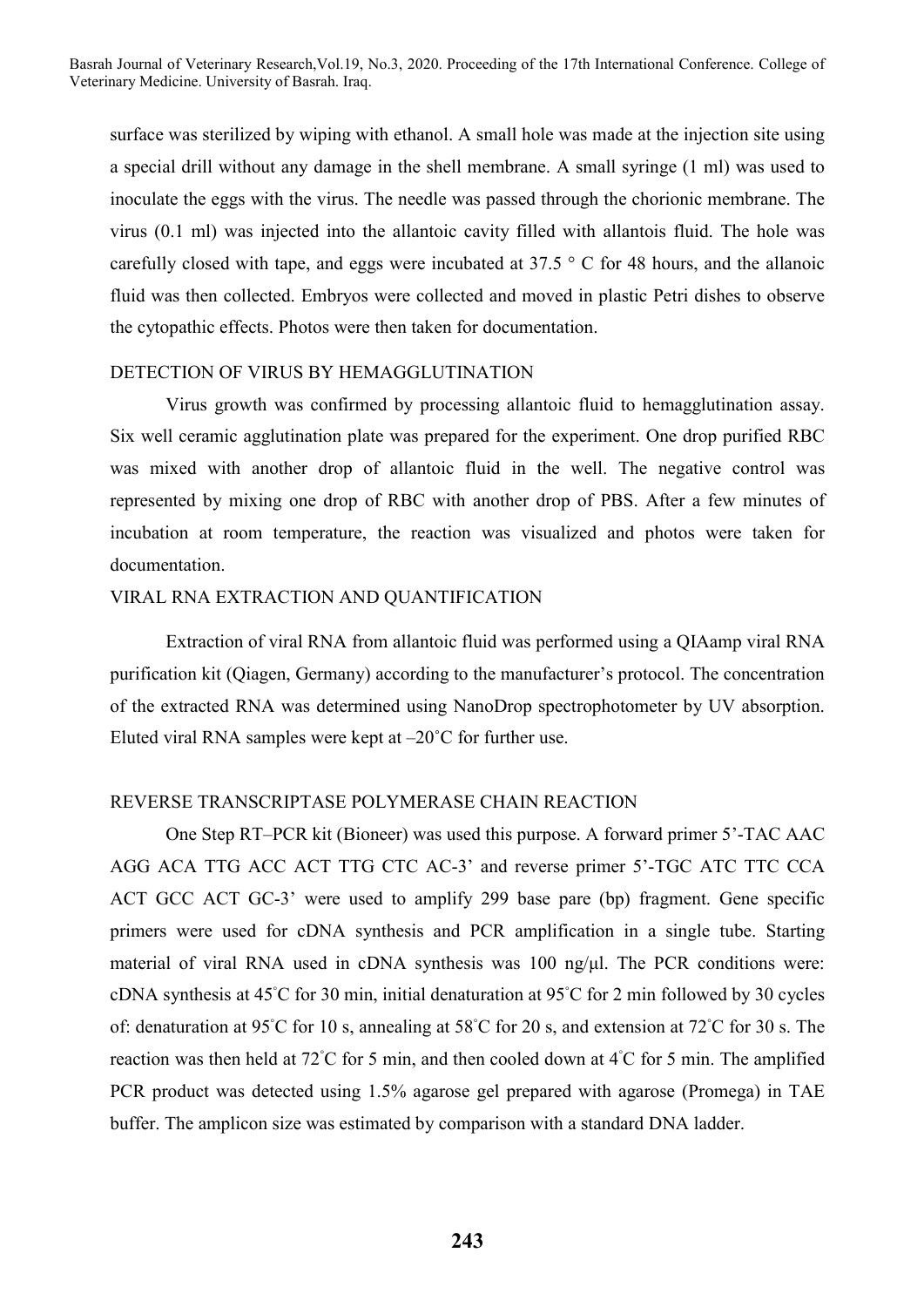surface was sterilized by wiping with ethanol. A small hole was made at the injection site using a special drill without any damage in the shell membrane. A small syringe (1 ml) was used to inoculate the eggs with the virus. The needle was passed through the chorionic membrane. The virus (0.1 ml) was injected into the allantoic cavity filled with allantois fluid. The hole was carefully closed with tape, and eggs were incubated at 37.5 ° C for 48 hours, and the allanoic fluid was then collected. Embryos were collected and moved in plastic Petri dishes to observe the cytopathic effects. Photos were then taken for documentation.

## DETECTION OF VIRUS BY HEMAGGLUTINATION

Virus growth was confirmed by processing allantoic fluid to hemagglutination assay. Six well ceramic agglutination plate was prepared for the experiment. One drop purified RBC was mixed with another drop of allantoic fluid in the well. The negative control was represented by mixing one drop of RBC with another drop of PBS. After a few minutes of incubation at room temperature, the reaction was visualized and photos were taken for documentation.

## VIRAL RNA EXTRACTION AND QUANTIFICATION

Extraction of viral RNA from allantoic fluid was performed using a QIAamp viral RNA purification kit (Qiagen, Germany) according to the manufacturer's protocol. The concentration of the extracted RNA was determined using NanoDrop spectrophotometer by UV absorption. Eluted viral RNA samples were kept at –20˚C for further use.

## REVERSE TRANSCRIPTASE POLYMERASE CHAIN REACTION

One Step RT–PCR kit (Bioneer) was used this purpose. A forward primer 5'-TAC AAC AGG ACA TTG ACC ACT TTG CTC AC-3' and reverse primer 5'-TGC ATC TTC CCA ACT GCC ACT GC-3' were used to amplify 299 base pare (bp) fragment. Gene specific primers were used for cDNA synthesis and PCR amplification in a single tube. Starting material of viral RNA used in cDNA synthesis was 100 ng/μl. The PCR conditions were: cDNA synthesis at 45˚C for 30 min, initial denaturation at 95˚C for 2 min followed by 30 cycles of: denaturation at 95˚C for 10 s, annealing at 58˚C for 20 s, and extension at 72˚C for 30 s. The reaction was then held at 72˚C for 5 min, and then cooled down at 4˚C for 5 min. The amplified PCR product was detected using 1.5% agarose gel prepared with agarose (Promega) in TAE buffer. The amplicon size was estimated by comparison with a standard DNA ladder.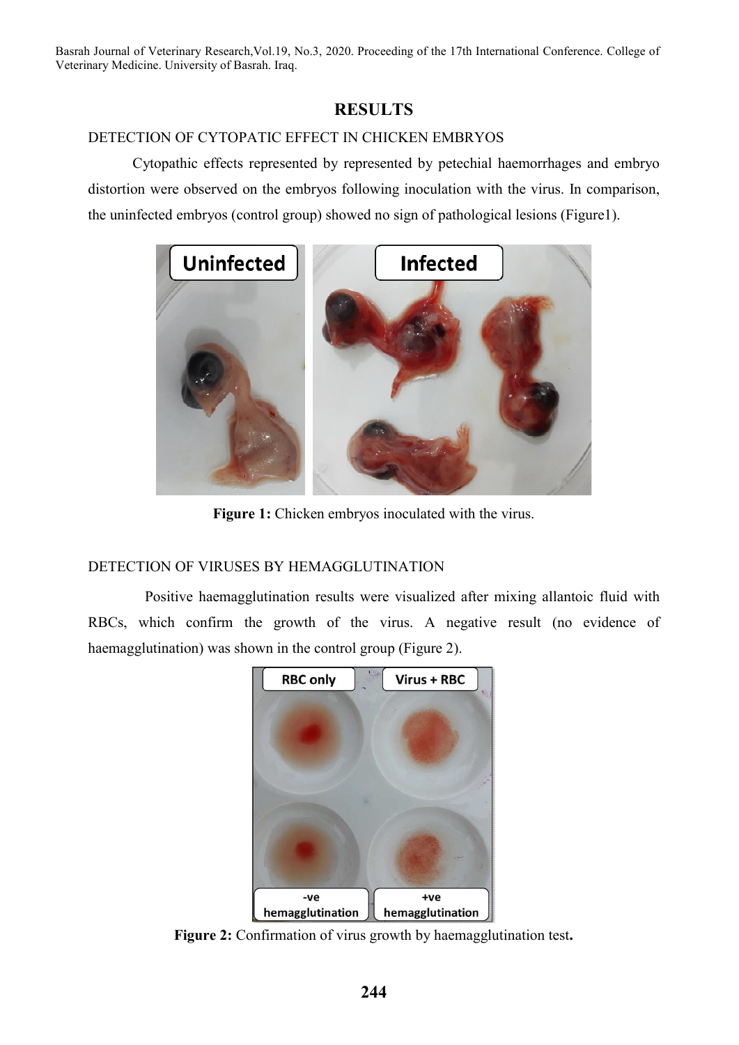## RESULTS

### DETECTION OF CYTOPATIC EFFECT IN CHICKEN EMBRYOS

Cytopathic effects represented by represented by petechial haemorrhages and embryo distortion were observed on the embryos following inoculation with the virus. In comparison, the uninfected embryos (control group) showed no sign of pathological lesions (Figure1).

**Figure 1:** Chicken embryos inoculated with the virus.

### DETECTION OF VIRUSES BY HEMAGGLUTINATION

Positive haemagglutination results were visualized after mixing allantoic fluid with RBCs, which confirm the growth of the virus. A negative result (no evidence of haemagglutination) was shown in the control group (Figure 2).

**Figure 2:** Confirmation of virus growth by haemagglutination test**.**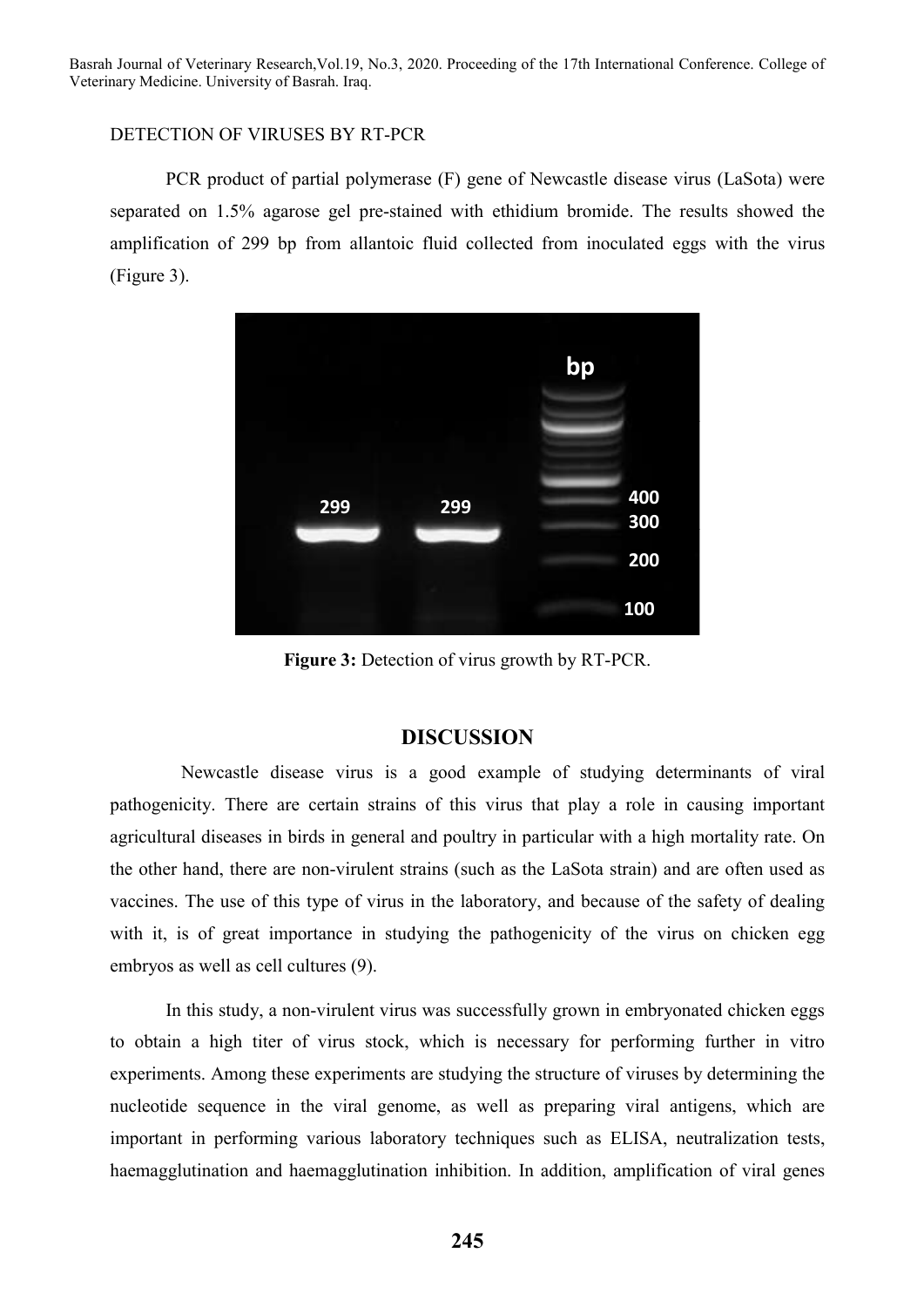DETECTION OF VIRUSES BY RT-PCR

PCR product of partial polymerase (F) gene of Newcastle disease virus (LaSota) were separated on 1.5% agarose gel pre-stained with ethidium bromide. The results showed the amplification of 299 bp from allantoic fluid collected from inoculated eggs with the virus (Figure 3).

**Figure 3:** Detection of virus growth by RT-PCR.

## DISCUSSION

Newcastle disease virus is a good example of studying determinants of viral pathogenicity. There are certain strains of this virus that play a role in causing important agricultural diseases in birds in general and poultry in particular with a high mortality rate. On the other hand, there are non-virulent strains (such as the LaSota strain) and are often used as vaccines. The use of this type of virus in the laboratory, and because of the safety of dealing with it, is of great importance in studying the pathogenicity of the virus on chicken egg embryos as well as cell cultures (9).

In this study, a non-virulent virus was successfully grown in embryonated chicken eggs to obtain a high titer of virus stock, which is necessary for performing further in vitro experiments. Among these experiments are studying the structure of viruses by determining the nucleotide sequence in the viral genome, as well as preparing viral antigens, which are important in performing various laboratory techniques such as ELISA, neutralization tests, haemagglutination and haemagglutination inhibition. In addition, amplification of viral genes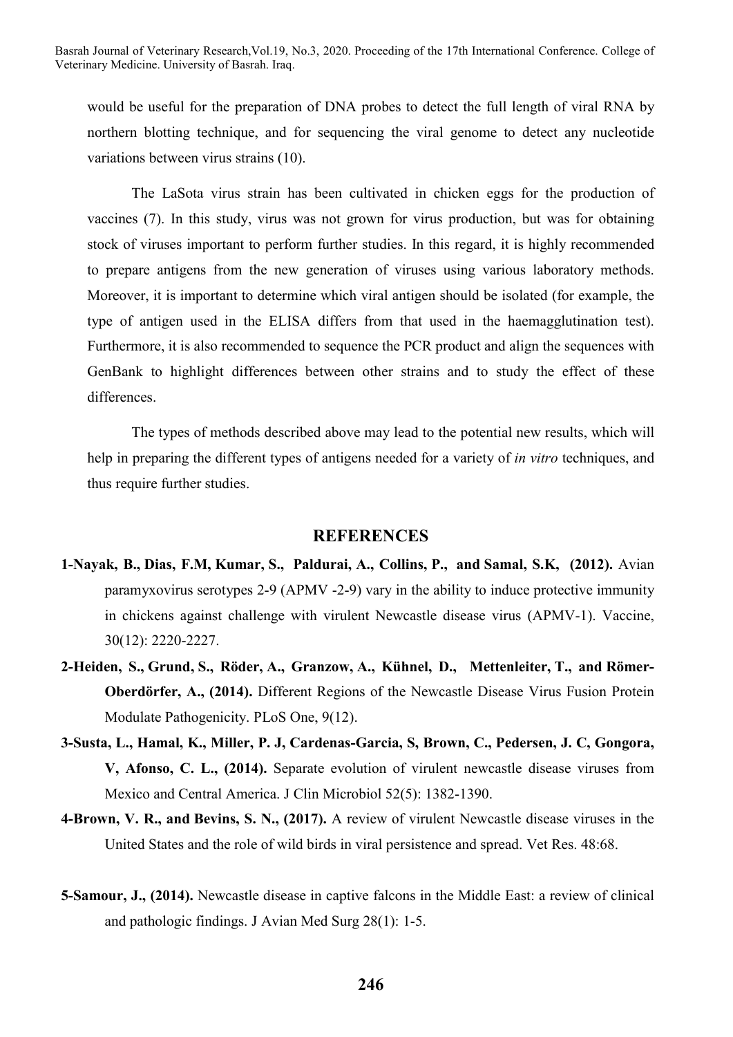would be useful for the preparation of DNA probes to detect the full length of viral RNA by northern blotting technique, and for sequencing the viral genome to detect any nucleotide variations between virus strains (10).

The LaSota virus strain has been cultivated in chicken eggs for the production of vaccines (7). In this study, virus was not grown for virus production, but was for obtaining stock of viruses important to perform further studies. In this regard, it is highly recommended to prepare antigens from the new generation of viruses using various laboratory methods. Moreover, it is important to determine which viral antigen should be isolated (for example, the type of antigen used in the ELISA differs from that used in the haemagglutination test). Furthermore, it is also recommended to sequence the PCR product and align the sequences with GenBank to highlight differences between other strains and to study the effect of these differences.

The types of methods described above may lead to the potential new results, which will help in preparing the different types of antigens needed for a variety of *in vitro* techniques, and thus require further studies.

## REFERENCES

**1-Nayak, B., Dias, F.M, Kumar, S., Paldurai, A., Collins, P., and Samal, S.K, (2012).** Avian paramyxovirus serotypes 2-9 (APMV -2-9) vary in the ability to induce protective immunity in chickens against challenge with virulent Newcastle disease virus (APMV-1). Vaccine, 30(12): 2220-2227.

**2-Heiden, S., Grund, S., Röder, A., Granzow, A., Kühnel, D., Mettenleiter, T., and Römer-Oberdörfer, A., (2014).** Different Regions of the Newcastle Disease Virus Fusion Protein Modulate Pathogenicity. PLoS One, 9(12).

**3-Susta, L., Hamal, K., Miller, P. J, Cardenas-Garcia, S, Brown, C., Pedersen, J. C, Gongora, V, Afonso, C. L., (2014).** Separate evolution of virulent newcastle disease viruses from Mexico and Central America. J Clin Microbiol 52(5): 1382-1390.

**4-Brown, V. R., and Bevins, S. N., (2017).** A review of virulent Newcastle disease viruses in the United States and the role of wild birds in viral persistence and spread. Vet Res. 48:68.

**5-Samour, J., (2014).** Newcastle disease in captive falcons in the Middle East: a review of clinical and pathologic findings. J Avian Med Surg 28(1): 1-5.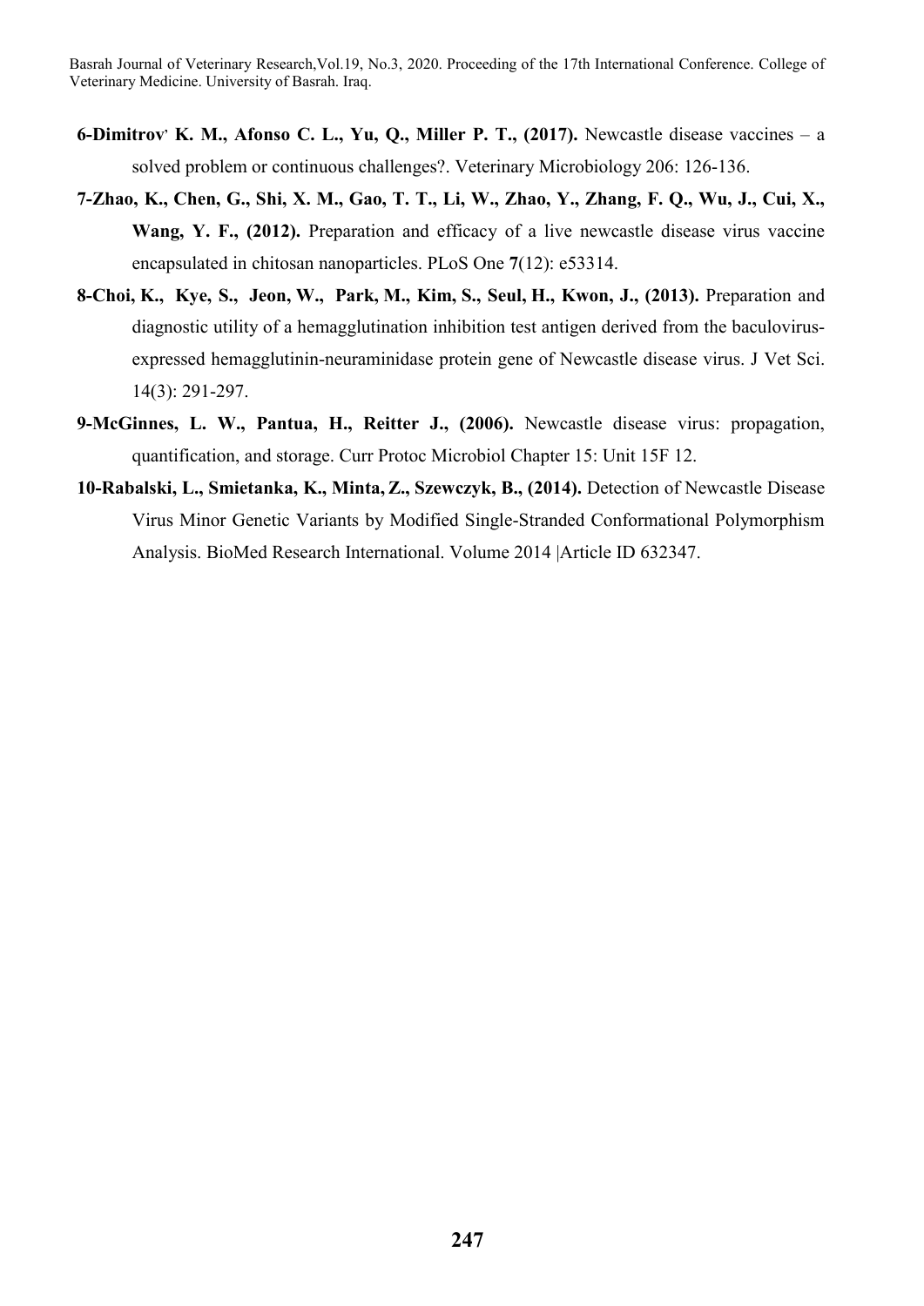**6-Dimitrov' K. M., Afonso C. L., Yu, Q., Miller P. T., (2017).** Newcastle disease vaccines – a solved problem or continuous challenges?. Veterinary Microbiology 206: 126-136.

**7-Zhao, K., Chen, G., Shi, X. M., Gao, T. T., Li, W., Zhao, Y., Zhang, F. Q., Wu, J., Cui, X., Wang, Y. F., (2012).** Preparation and efficacy of a live newcastle disease virus vaccine encapsulated in chitosan nanoparticles. PLoS One **7**(12): e53314.

**8-Choi, K., Kye, S., Jeon, W., Park, M., Kim, S., Seul, H., Kwon, J., (2013).** Preparation and diagnostic utility of a hemagglutination inhibition test antigen derived from the baculovirus-expressed hemagglutinin-neuraminidase protein gene of Newcastle disease virus. J Vet Sci. 14(3): 291-297.

**9-McGinnes, L. W., Pantua, H., Reitter J., (2006).** Newcastle disease virus: propagation, quantification, and storage. Curr Protoc Microbiol Chapter 15: Unit 15F 12.

**10-Rabalski, L., Smietanka, K., Minta, Z., Szewczyk, B., (2014).** Detection of Newcastle Disease Virus Minor Genetic Variants by Modified Single-Stranded Conformational Polymorphism Analysis. BioMed Research International. Volume 2014 |Article ID 632347.